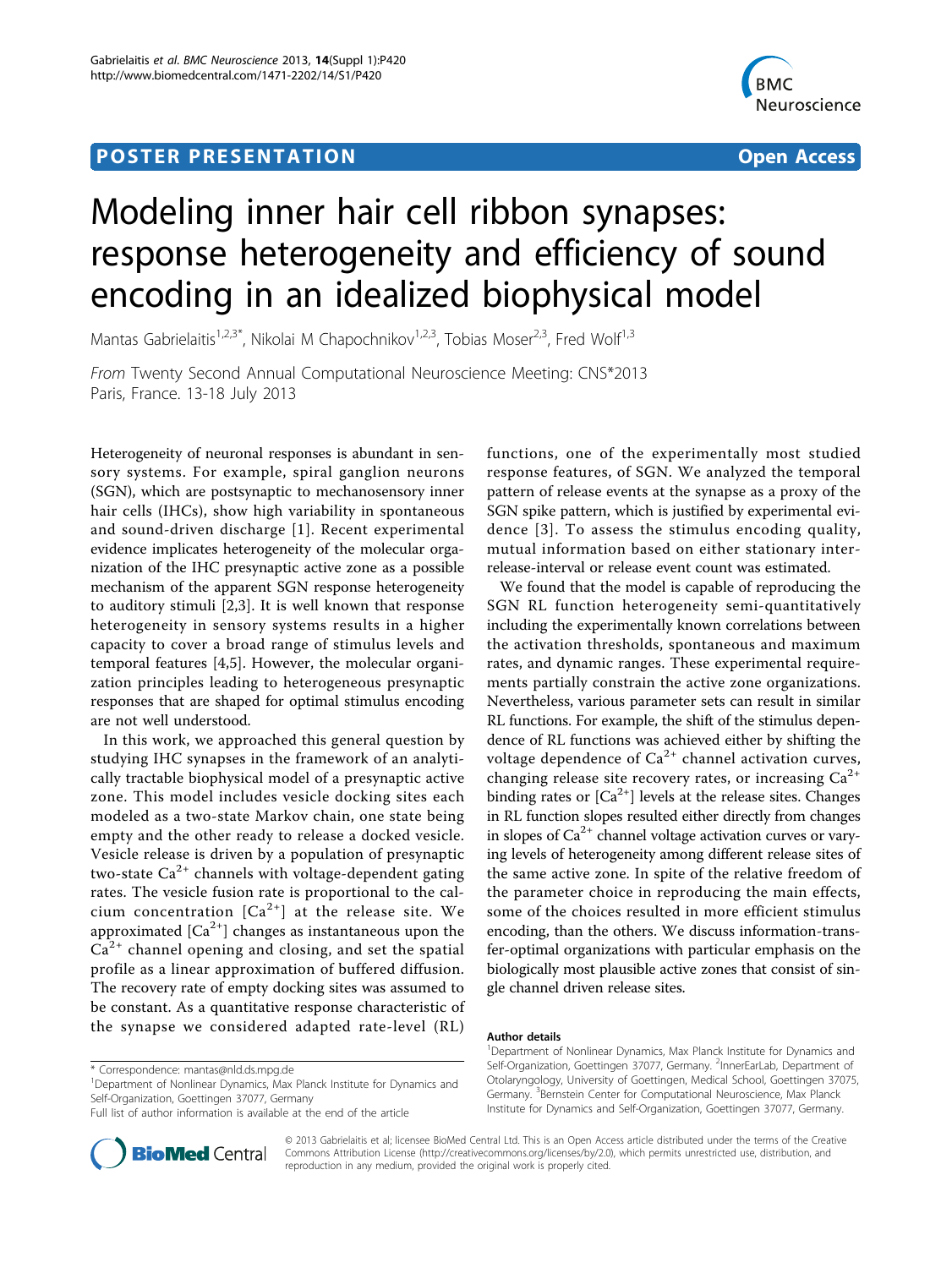POSTER PRESENTATION Open Access

# Modeling inner hair cell ribbon synapses: response heterogeneity and efficiency of sound encoding in an idealized biophysical model

Mantas Gabrielaitis[1,2,3*], Nikolai M Chapochnikov[1,2,3], Tobias Moser[2,3], Fred Wolf[1,3]

*From* Twenty Second Annual Computational Neuroscience Meeting: CNS*2013
Paris, France. 13-18 July 2013

Heterogeneity of neuronal responses is abundant in sensory systems. For example, spiral ganglion neurons (SGN), which are postsynaptic to mechanosensory inner hair cells (IHCs), show high variability in spontaneous and sound-driven discharge [1]. Recent experimental evidence implicates heterogeneity of the molecular organization of the IHC presynaptic active zone as a possible mechanism of the apparent SGN response heterogeneity to auditory stimuli [2,3]. It is well known that response heterogeneity in sensory systems results in a higher capacity to cover a broad range of stimulus levels and temporal features [4,5]. However, the molecular organization principles leading to heterogeneous presynaptic responses that are shaped for optimal stimulus encoding are not well understood.

In this work, we approached this general question by studying IHC synapses in the framework of an analytically tractable biophysical model of a presynaptic active zone. This model includes vesicle docking sites each modeled as a two-state Markov chain, one state being empty and the other ready to release a docked vesicle. Vesicle release is driven by a population of presynaptic two-state $Ca^{2+}$ channels with voltage-dependent gating rates. The vesicle fusion rate is proportional to the calcium concentration $[Ca^{2+}]$ at the release site. We approximated $[Ca^{2+}]$ changes as instantaneous upon the $Ca^{2+}$ channel opening and closing, and set the spatial profile as a linear approximation of buffered diffusion. The recovery rate of empty docking sites was assumed to be constant. As a quantitative response characteristic of the synapse we considered adapted rate-level (RL) functions, one of the experimentally most studied response features, of SGN. We analyzed the temporal pattern of release events at the synapse as a proxy of the SGN spike pattern, which is justified by experimental evidence [3]. To assess the stimulus encoding quality, mutual information based on either stationary inter-release-interval or release event count was estimated.

We found that the model is capable of reproducing the SGN RL function heterogeneity semi-quantitatively including the experimentally known correlations between the activation thresholds, spontaneous and maximum rates, and dynamic ranges. These experimental requirements partially constrain the active zone organizations. Nevertheless, various parameter sets can result in similar RL functions. For example, the shift of the stimulus dependence of RL functions was achieved either by shifting the voltage dependence of $Ca^{2+}$ channel activation curves, changing release site recovery rates, or increasing $Ca^{2+}$ binding rates or $[Ca^{2+}]$ levels at the release sites. Changes in RL function slopes resulted either directly from changes in slopes of $Ca^{2+}$ channel voltage activation curves or varying levels of heterogeneity among different release sites of the same active zone. In spite of the relative freedom of the parameter choice in reproducing the main effects, some of the choices resulted in more efficient stimulus encoding, than the others. We discuss information-transfer-optimal organizations with particular emphasis on the biologically most plausible active zones that consist of single channel driven release sites.

* Correspondence: mantas@nld.ds.mpg.de
[1]Department of Nonlinear Dynamics, Max Planck Institute for Dynamics and Self-Organization, Goettingen 37077, Germany
Full list of author information is available at the end of the article

**Author details**
[1]Department of Nonlinear Dynamics, Max Planck Institute for Dynamics and Self-Organization, Goettingen 37077, Germany. [2]InnerEarLab, Department of Otolaryngology, University of Goettingen, Medical School, Goettingen 37075, Germany. [3]Bernstein Center for Computational Neuroscience, Max Planck Institute for Dynamics and Self-Organization, Goettingen 37077, Germany.

© 2013 Gabrielaitis et al; licensee BioMed Central Ltd. This is an Open Access article distributed under the terms of the Creative Commons Attribution License (http://creativecommons.org/licenses/by/2.0), which permits unrestricted use, distribution, and reproduction in any medium, provided the original work is properly cited.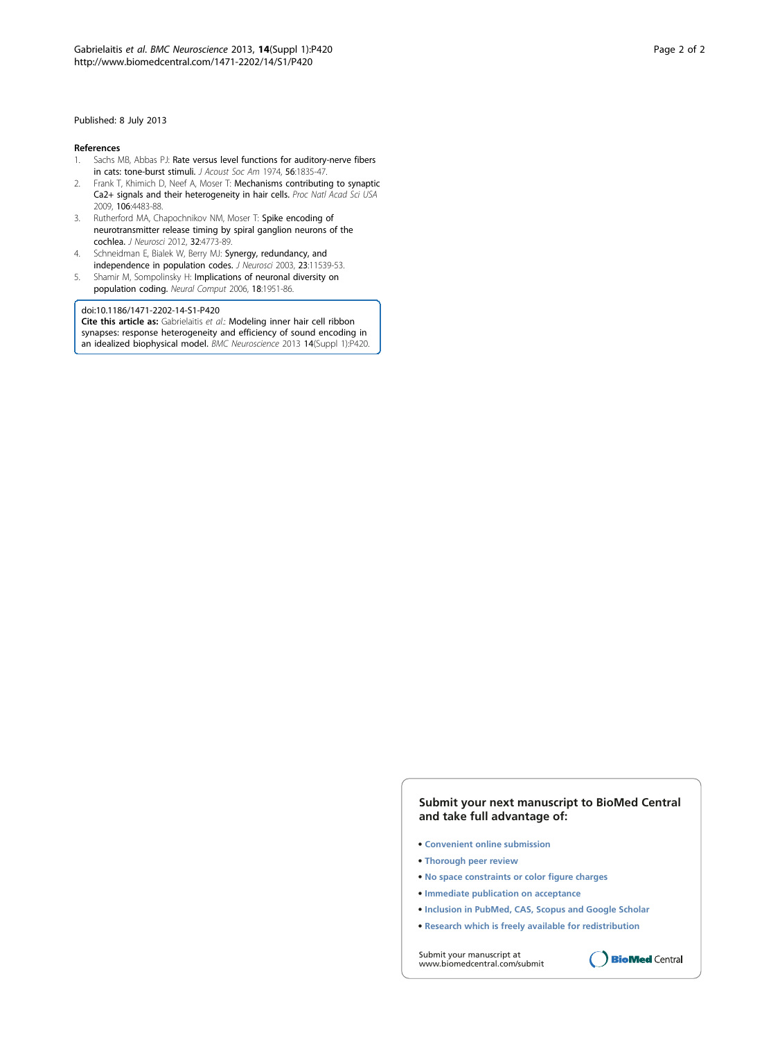Published: 8 July 2013

**References**

1. Sachs MB, Abbas PJ: **Rate versus level functions for auditory-nerve fibers in cats: tone-burst stimuli.** *J Acoust Soc Am* 1974, **56**:1835-47.
2. Frank T, Khimich D, Neef A, Moser T: **Mechanisms contributing to synaptic Ca2+ signals and their heterogeneity in hair cells.** *Proc Natl Acad Sci USA* 2009, **106**:4483-88.
3. Rutherford MA, Chapochnikov NM, Moser T: **Spike encoding of neurotransmitter release timing by spiral ganglion neurons of the cochlea.** *J Neurosci* 2012, **32**:4773-89.
4. Schneidman E, Bialek W, Berry MJ: **Synergy, redundancy, and independence in population codes.** *J Neurosci* 2003, **23**:11539-53.
5. Shamir M, Sompolinsky H: **Implications of neuronal diversity on population coding.** *Neural Comput* 2006, **18**:1951-86.

doi:10.1186/1471-2202-14-S1-P420

**Cite this article as:** Gabrielaitis *et al.*: Modeling inner hair cell ribbon synapses: response heterogeneity and efficiency of sound encoding in an idealized biophysical model. *BMC Neuroscience* 2013 **14**(Suppl 1):P420.

**Submit your next manuscript to BioMed Central and take full advantage of:**

- **Convenient online submission**
- **Thorough peer review**
- **No space constraints or color figure charges**
- **Immediate publication on acceptance**
- **Inclusion in PubMed, CAS, Scopus and Google Scholar**
- **Research which is freely available for redistribution**

Submit your manuscript at
www.biomedcentral.com/submit

BioMed Central